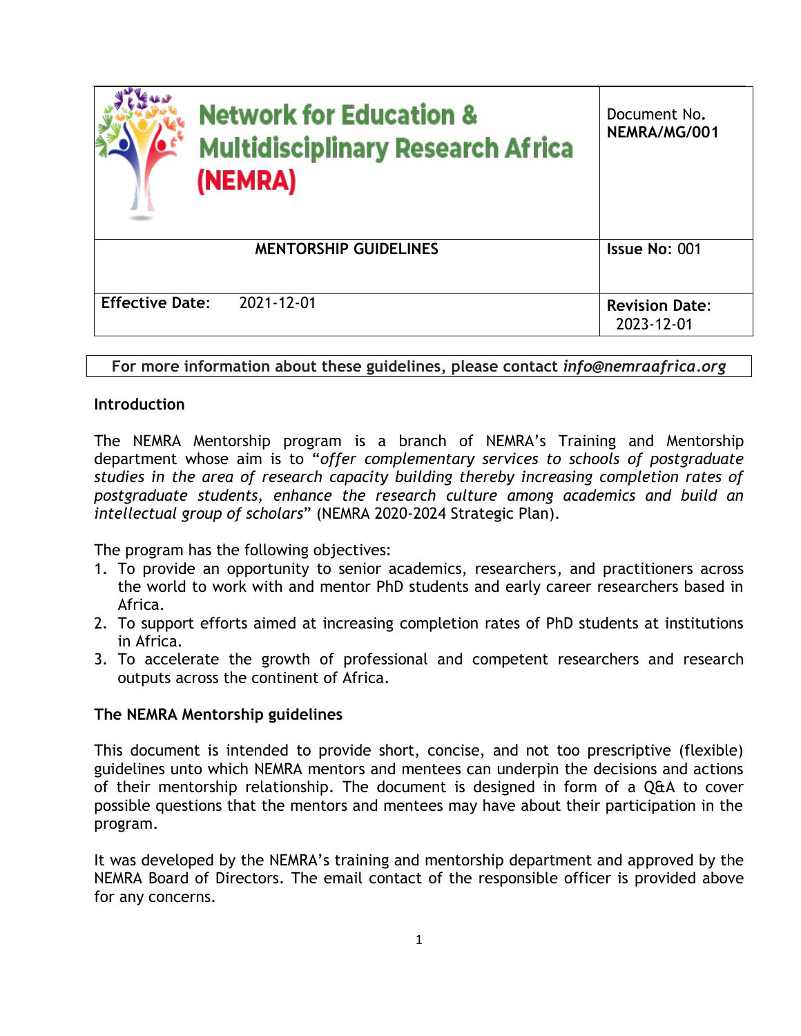| Network for Education & Multidisciplinary Research Africa (NEMRA) | Document No. **NEMRA/MG/001** |
| --- | --- |
| **MENTORSHIP GUIDELINES** | **Issue No**: 001 |
| **Effective Date**: 2021-12-01 | **Revision Date**: 2023-12-01 |

**For more information about these guidelines, please contact *info@nemraafrica.org***

**Introduction**

The NEMRA Mentorship program is a branch of NEMRA's Training and Mentorship department whose aim is to "*offer complementary services to schools of postgraduate studies in the area of research capacity building thereby increasing completion rates of postgraduate students, enhance the research culture among academics and build an intellectual group of scholars*" (NEMRA 2020-2024 Strategic Plan).

The program has the following objectives:

1. To provide an opportunity to senior academics, researchers, and practitioners across the world to work with and mentor PhD students and early career researchers based in Africa.
2. To support efforts aimed at increasing completion rates of PhD students at institutions in Africa.
3. To accelerate the growth of professional and competent researchers and research outputs across the continent of Africa.

**The NEMRA Mentorship guidelines**

This document is intended to provide short, concise, and not too prescriptive (flexible) guidelines unto which NEMRA mentors and mentees can underpin the decisions and actions of their mentorship relationship. The document is designed in form of a Q&A to cover possible questions that the mentors and mentees may have about their participation in the program.

It was developed by the NEMRA's training and mentorship department and approved by the NEMRA Board of Directors. The email contact of the responsible officer is provided above for any concerns.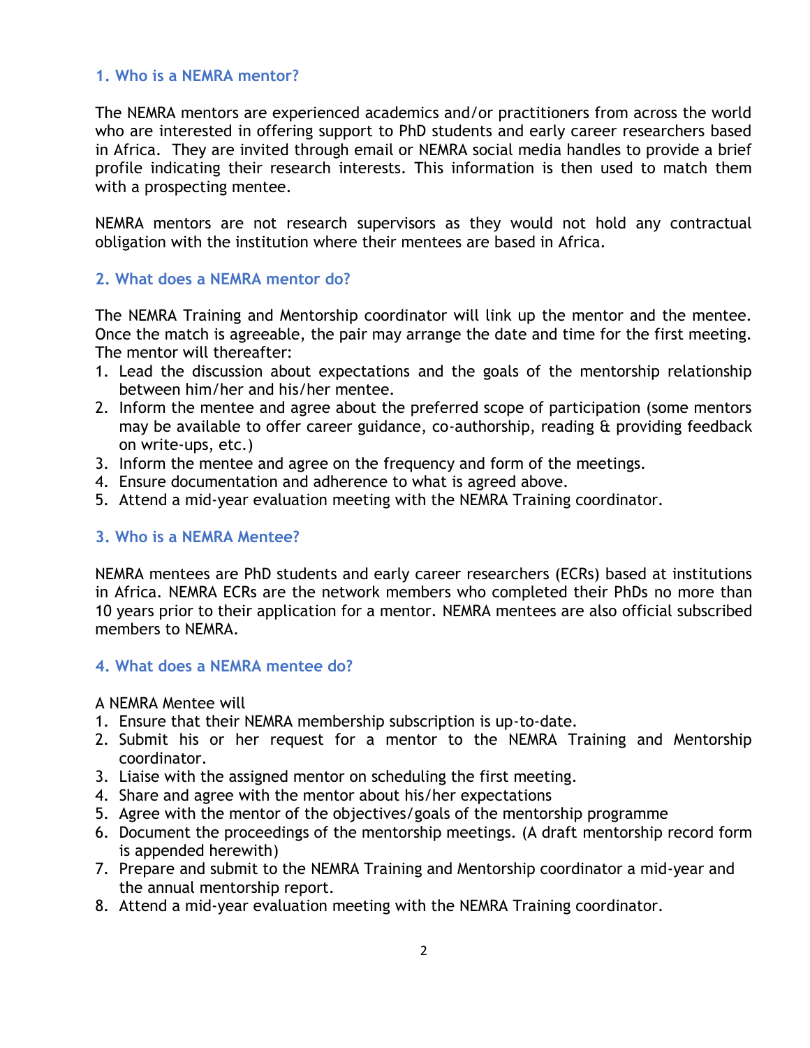### 1. Who is a NEMRA mentor?

The NEMRA mentors are experienced academics and/or practitioners from across the world who are interested in offering support to PhD students and early career researchers based in Africa. They are invited through email or NEMRA social media handles to provide a brief profile indicating their research interests. This information is then used to match them with a prospecting mentee.

NEMRA mentors are not research supervisors as they would not hold any contractual obligation with the institution where their mentees are based in Africa.

### 2. What does a NEMRA mentor do?

The NEMRA Training and Mentorship coordinator will link up the mentor and the mentee. Once the match is agreeable, the pair may arrange the date and time for the first meeting. The mentor will thereafter:

1. Lead the discussion about expectations and the goals of the mentorship relationship between him/her and his/her mentee.
2. Inform the mentee and agree about the preferred scope of participation (some mentors may be available to offer career guidance, co-authorship, reading & providing feedback on write-ups, etc.)
3. Inform the mentee and agree on the frequency and form of the meetings.
4. Ensure documentation and adherence to what is agreed above.
5. Attend a mid-year evaluation meeting with the NEMRA Training coordinator.

### 3. Who is a NEMRA Mentee?

NEMRA mentees are PhD students and early career researchers (ECRs) based at institutions in Africa. NEMRA ECRs are the network members who completed their PhDs no more than 10 years prior to their application for a mentor. NEMRA mentees are also official subscribed members to NEMRA.

### 4. What does a NEMRA mentee do?

A NEMRA Mentee will

1. Ensure that their NEMRA membership subscription is up-to-date.
2. Submit his or her request for a mentor to the NEMRA Training and Mentorship coordinator.
3. Liaise with the assigned mentor on scheduling the first meeting.
4. Share and agree with the mentor about his/her expectations
5. Agree with the mentor of the objectives/goals of the mentorship programme
6. Document the proceedings of the mentorship meetings. (A draft mentorship record form is appended herewith)
7. Prepare and submit to the NEMRA Training and Mentorship coordinator a mid-year and the annual mentorship report.
8. Attend a mid-year evaluation meeting with the NEMRA Training coordinator.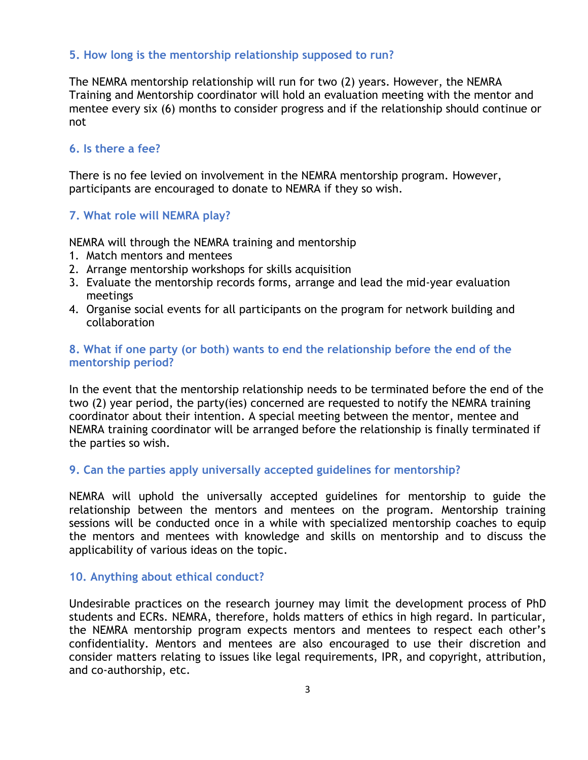### 5. How long is the mentorship relationship supposed to run?

The NEMRA mentorship relationship will run for two (2) years. However, the NEMRA Training and Mentorship coordinator will hold an evaluation meeting with the mentor and mentee every six (6) months to consider progress and if the relationship should continue or not

### 6. Is there a fee?

There is no fee levied on involvement in the NEMRA mentorship program. However, participants are encouraged to donate to NEMRA if they so wish.

### 7. What role will NEMRA play?

NEMRA will through the NEMRA training and mentorship

1. Match mentors and mentees
2. Arrange mentorship workshops for skills acquisition
3. Evaluate the mentorship records forms, arrange and lead the mid-year evaluation meetings
4. Organise social events for all participants on the program for network building and collaboration

### 8. What if one party (or both) wants to end the relationship before the end of the mentorship period?

In the event that the mentorship relationship needs to be terminated before the end of the two (2) year period, the party(ies) concerned are requested to notify the NEMRA training coordinator about their intention. A special meeting between the mentor, mentee and NEMRA training coordinator will be arranged before the relationship is finally terminated if the parties so wish.

### 9. Can the parties apply universally accepted guidelines for mentorship?

NEMRA will uphold the universally accepted guidelines for mentorship to guide the relationship between the mentors and mentees on the program. Mentorship training sessions will be conducted once in a while with specialized mentorship coaches to equip the mentors and mentees with knowledge and skills on mentorship and to discuss the applicability of various ideas on the topic.

### 10. Anything about ethical conduct?

Undesirable practices on the research journey may limit the development process of PhD students and ECRs. NEMRA, therefore, holds matters of ethics in high regard. In particular, the NEMRA mentorship program expects mentors and mentees to respect each other's confidentiality. Mentors and mentees are also encouraged to use their discretion and consider matters relating to issues like legal requirements, IPR, and copyright, attribution, and co-authorship, etc.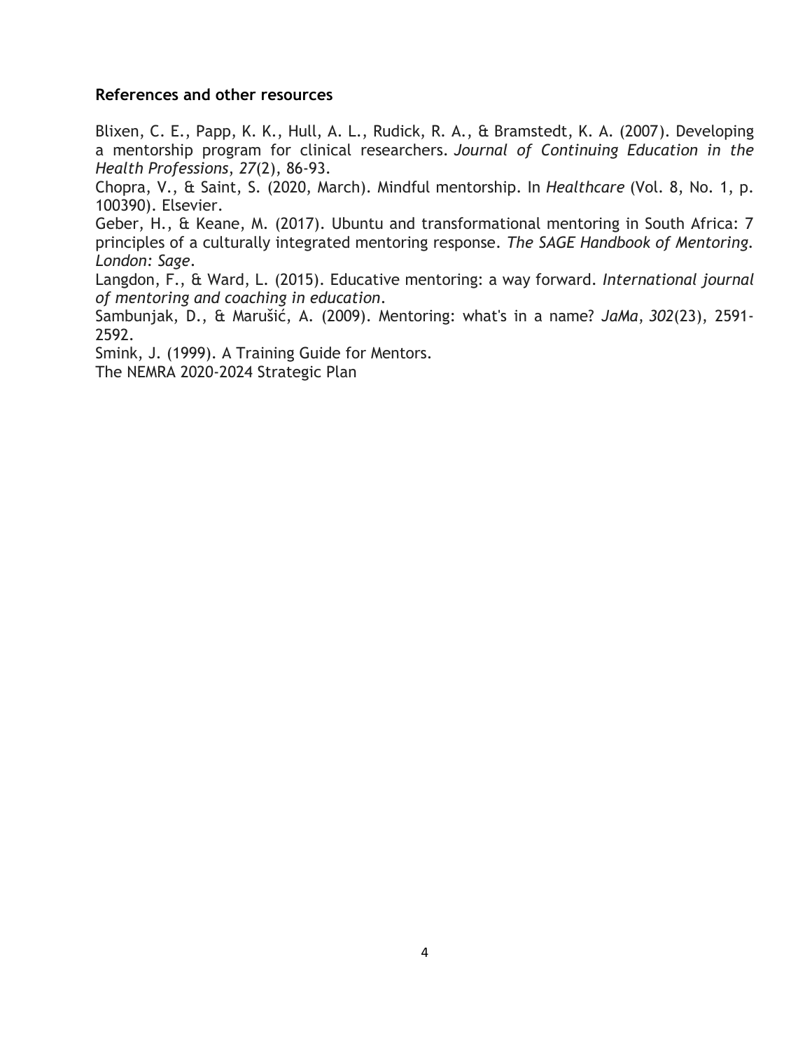**References and other resources**

Blixen, C. E., Papp, K. K., Hull, A. L., Rudick, R. A., & Bramstedt, K. A. (2007). Developing a mentorship program for clinical researchers. *Journal of Continuing Education in the Health Professions*, *27*(2), 86-93.

Chopra, V., & Saint, S. (2020, March). Mindful mentorship. In *Healthcare* (Vol. 8, No. 1, p. 100390). Elsevier.

Geber, H., & Keane, M. (2017). Ubuntu and transformational mentoring in South Africa: 7 principles of a culturally integrated mentoring response. *The SAGE Handbook of Mentoring. London: Sage*.

Langdon, F., & Ward, L. (2015). Educative mentoring: a way forward. *International journal of mentoring and coaching in education*.

Sambunjak, D., & Marušić, A. (2009). Mentoring: what's in a name? *JaMa*, *302*(23), 2591-2592.

Smink, J. (1999). A Training Guide for Mentors.

The NEMRA 2020-2024 Strategic Plan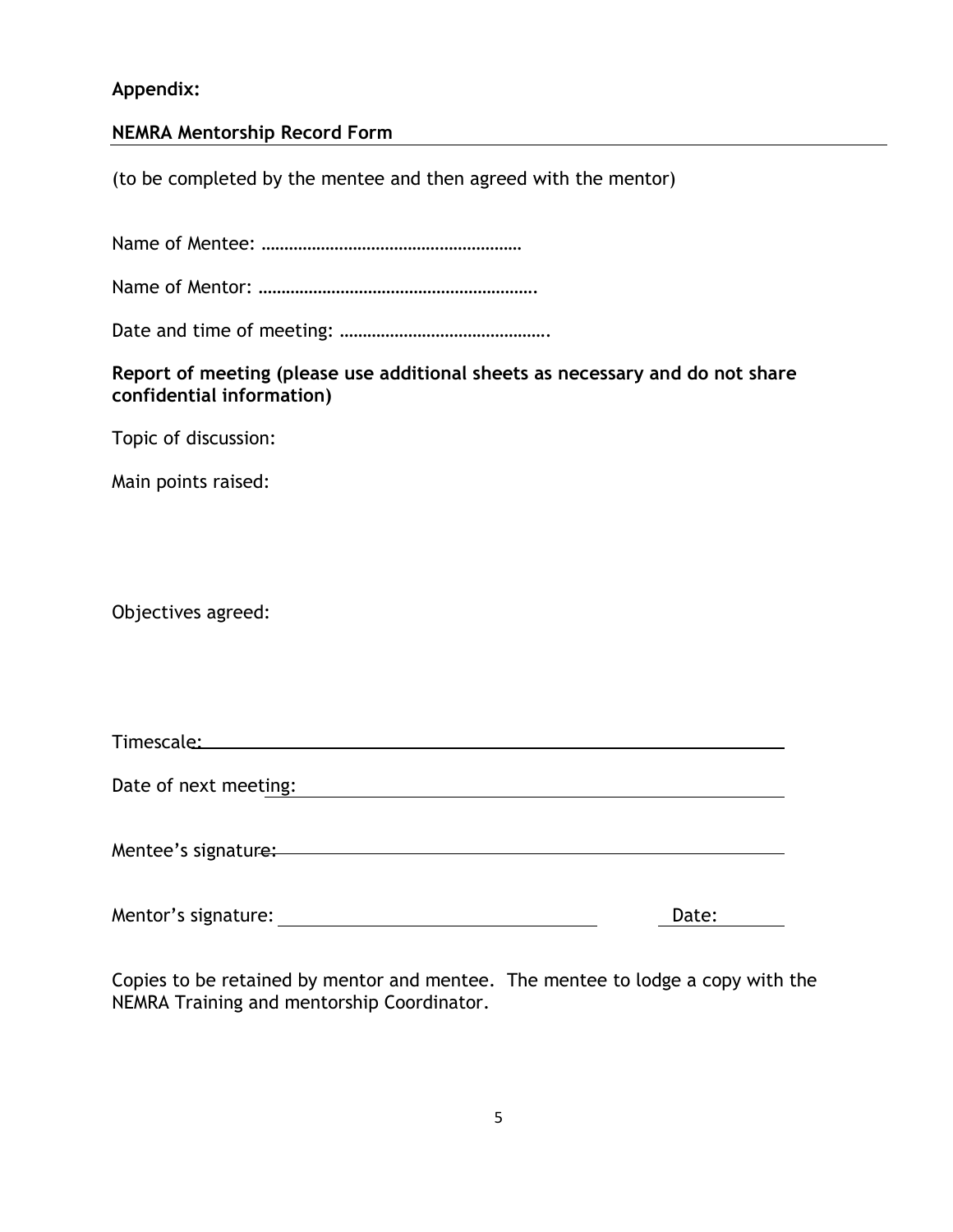**Appendix:**

## NEMRA Mentorship Record Form

(to be completed by the mentee and then agreed with the mentor)

Name of Mentee: …………………………………………………

Name of Mentor: …………………………………………………….

Date and time of meeting: ……………………………………….

**Report of meeting (please use additional sheets as necessary and do not share confidential information)**

Topic of discussion:

Main points raised:

Objectives agreed:

Timescale: \_\_\_\_\_\_\_\_\_\_\_\_\_\_\_\_\_\_\_\_\_\_\_\_\_\_\_\_\_\_\_\_\_\_\_\_\_\_\_\_

Date of next meeting: \_\_\_\_\_\_\_\_\_\_\_\_\_\_\_\_\_\_\_\_\_\_\_\_\_\_\_\_\_\_\_\_\_\_\_\_\_\_\_\_

Mentee's signature: \_\_\_\_\_\_\_\_\_\_\_\_\_\_\_\_\_\_\_\_\_\_\_\_\_\_\_\_\_\_\_\_\_\_\_\_\_\_\_\_

Mentor's signature: \_\_\_\_\_\_\_\_\_\_\_\_\_\_\_\_\_\_\_\_\_\_\_\_\_\_\_\_ Date: \_\_\_\_\_\_\_\_

Copies to be retained by mentor and mentee. The mentee to lodge a copy with the NEMRA Training and mentorship Coordinator.